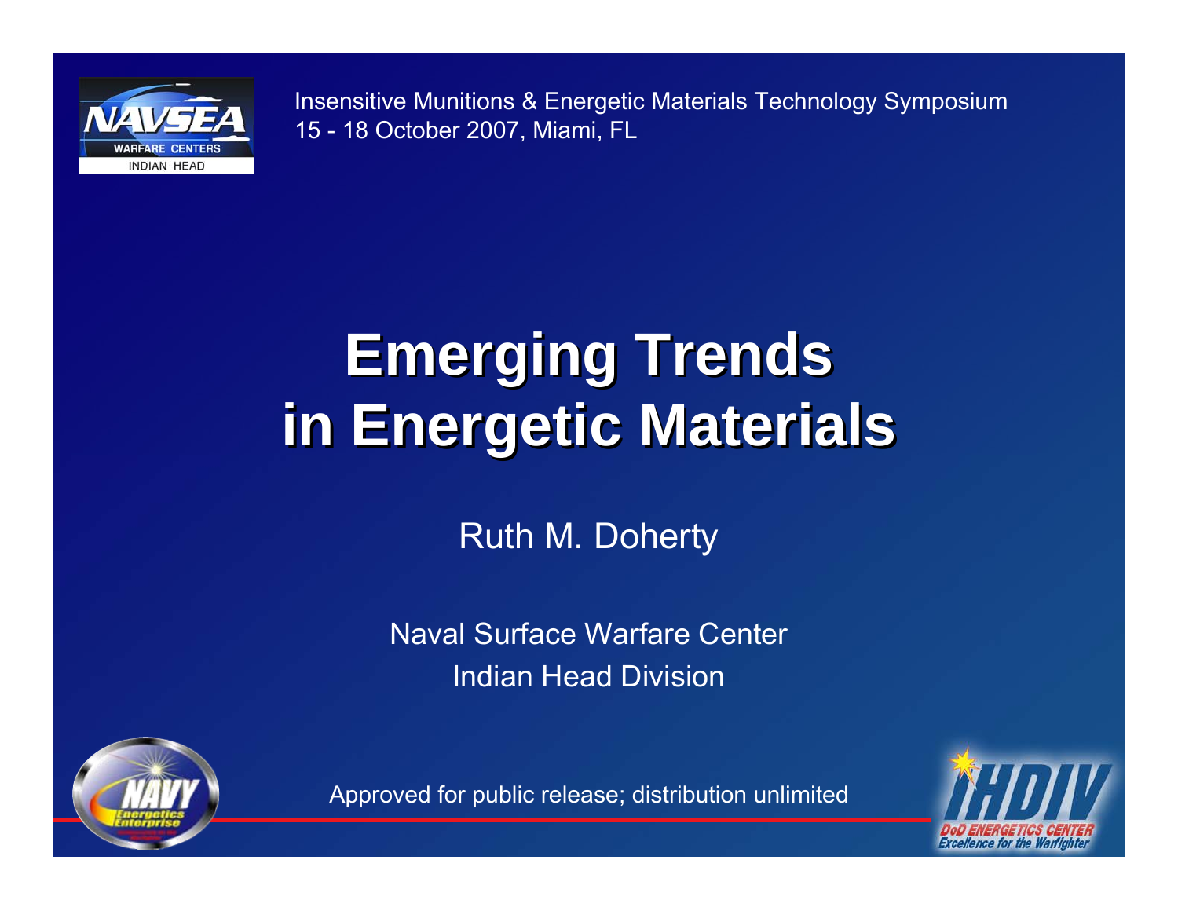Insensitive Munitions & Energetic Materials Technology Symposium
15 - 18 October 2007, Miami, FL

# Emerging Trends in Energetic Materials

Ruth M. Doherty

Naval Surface Warfare Center
Indian Head Division

Approved for public release; distribution unlimited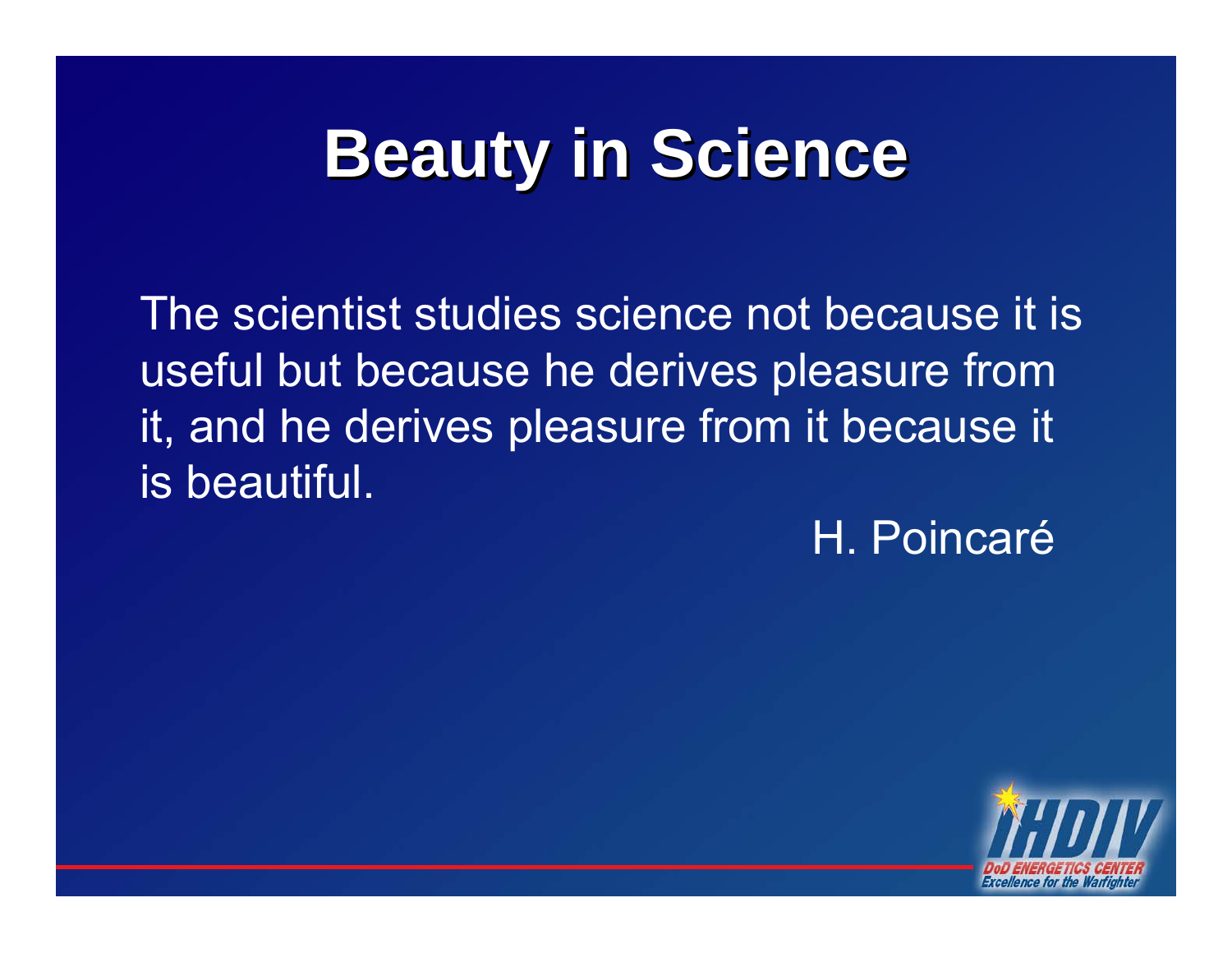# Beauty in Science

The scientist studies science not because it is useful but because he derives pleasure from it, and he derives pleasure from it because it is beautiful.

H. Poincaré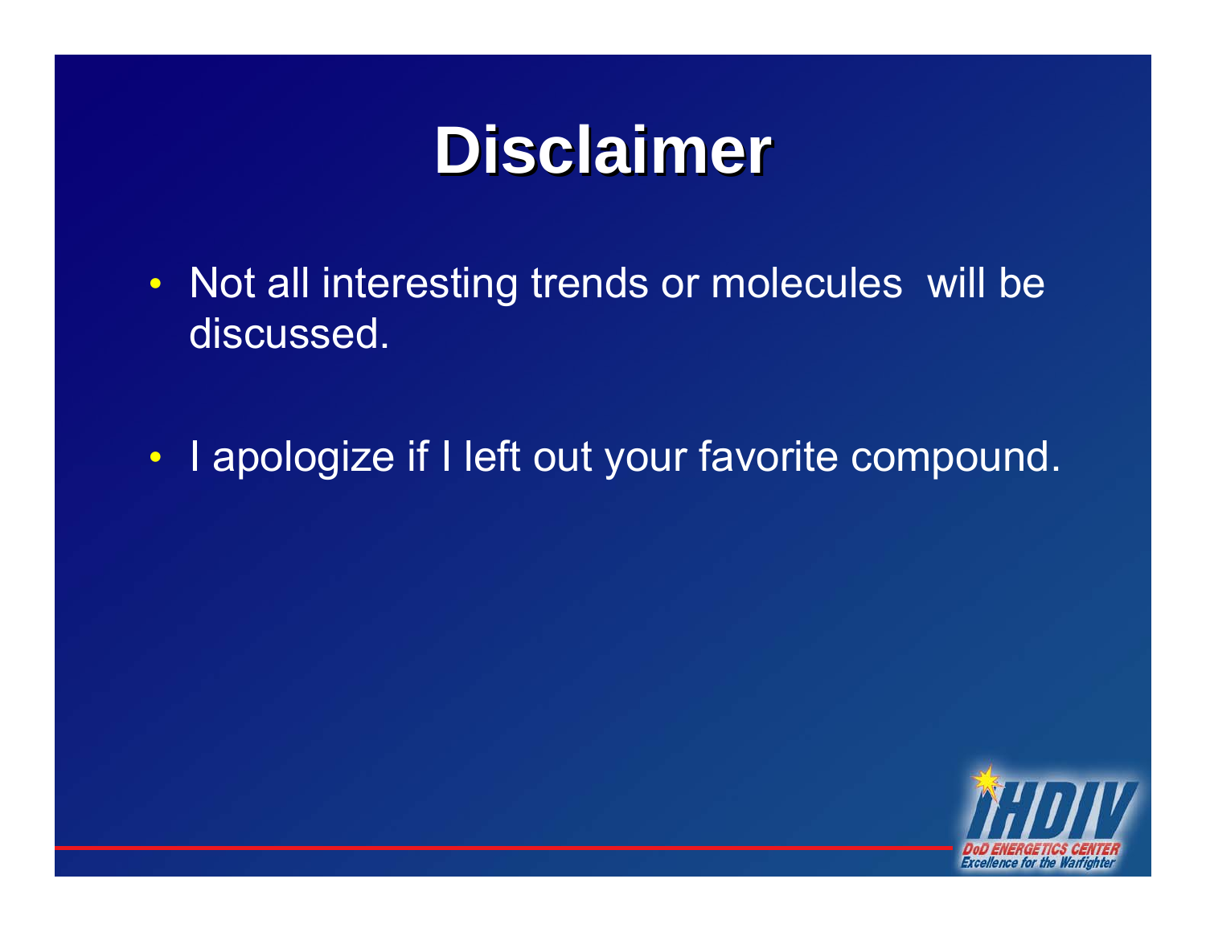# Disclaimer

- Not all interesting trends or molecules will be discussed.
- I apologize if I left out your favorite compound.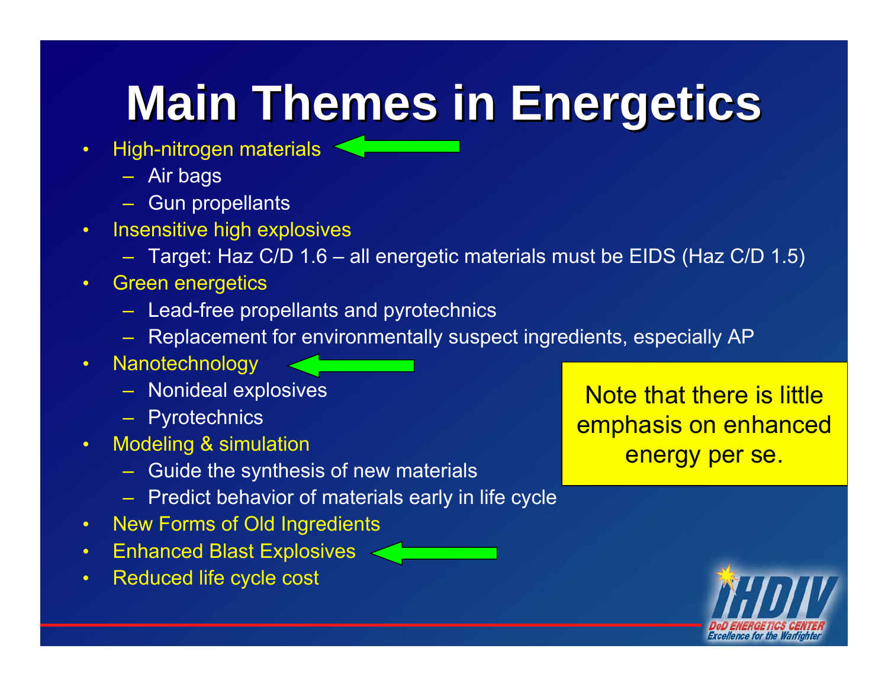# Main Themes in Energetics

- High-nitrogen materials
  - Air bags
  - Gun propellants
- Insensitive high explosives
  - Target: Haz C/D 1.6 – all energetic materials must be EIDS (Haz C/D 1.5)
- Green energetics
  - Lead-free propellants and pyrotechnics
  - Replacement for environmentally suspect ingredients, especially AP
- Nanotechnology
  - Nonideal explosives
  - Pyrotechnics
- Modeling & simulation
  - Guide the synthesis of new materials
  - Predict behavior of materials early in life cycle
- New Forms of Old Ingredients
- Enhanced Blast Explosives
- Reduced life cycle cost

Note that there is little emphasis on enhanced energy per se.

IHDIV
DoD ENERGETICS CENTER
Excellence for the Warfighter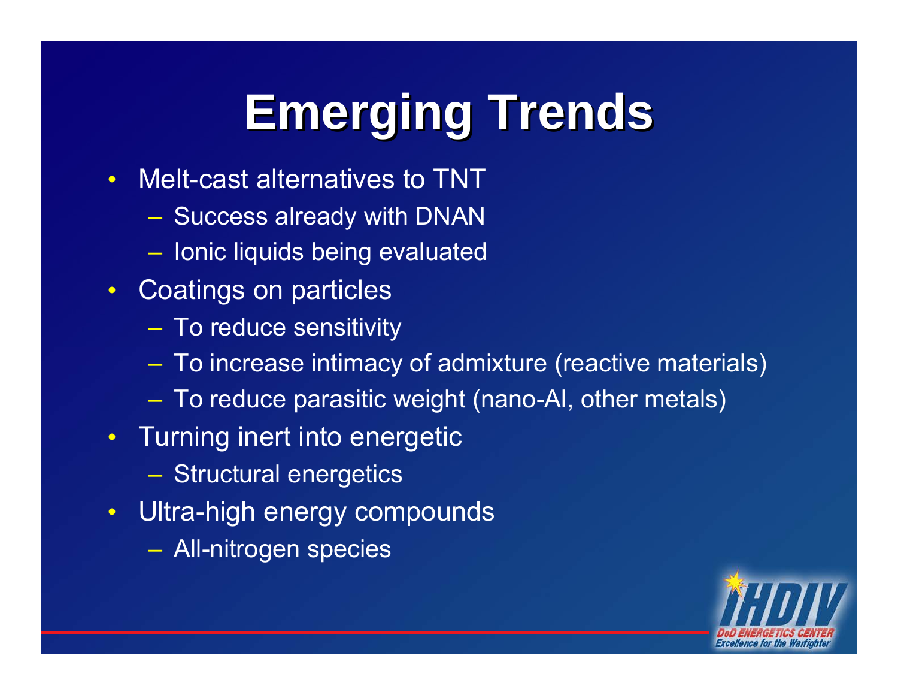# Emerging Trends

- Melt-cast alternatives to TNT
  - Success already with DNAN
  - Ionic liquids being evaluated
- Coatings on particles
  - To reduce sensitivity
  - To increase intimacy of admixture (reactive materials)
  - To reduce parasitic weight (nano-Al, other metals)
- Turning inert into energetic
  - Structural energetics
- Ultra-high energy compounds
  - All-nitrogen species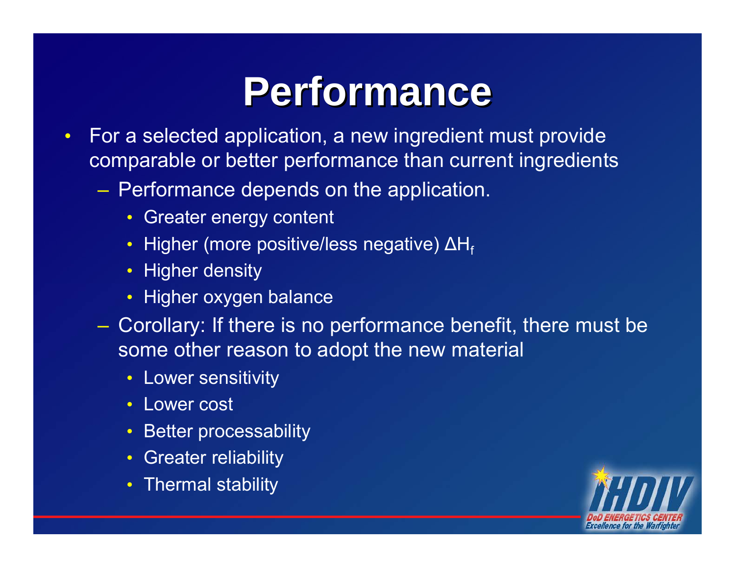# Performance

- For a selected application, a new ingredient must provide comparable or better performance than current ingredients
  - Performance depends on the application.
    - Greater energy content
    - Higher (more positive/less negative) $\Delta H_f$
    - Higher density
    - Higher oxygen balance
  - Corollary: If there is no performance benefit, there must be some other reason to adopt the new material
    - Lower sensitivity
    - Lower cost
    - Better processability
    - Greater reliability
    - Thermal stability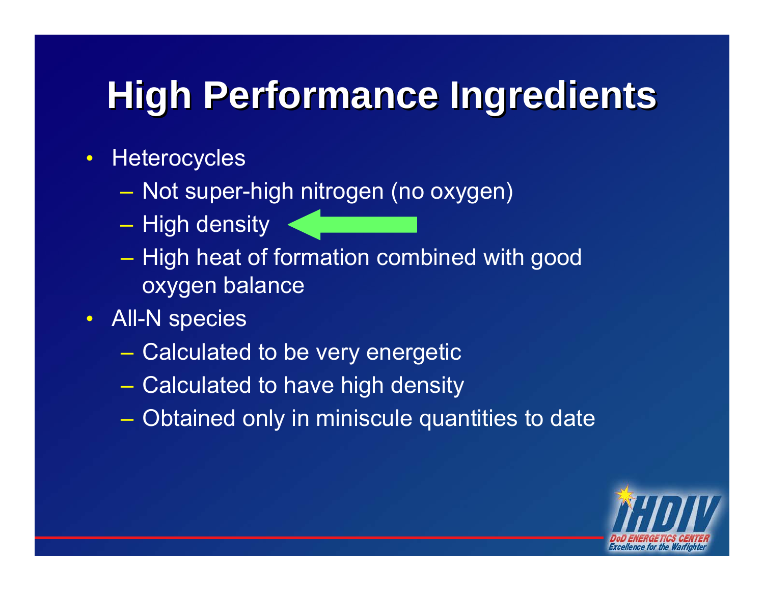# High Performance Ingredients

- Heterocycles
  - Not super-high nitrogen (no oxygen)
  - High density
  - High heat of formation combined with good oxygen balance
- All-N species
  - Calculated to be very energetic
  - Calculated to have high density
  - Obtained only in miniscule quantities to date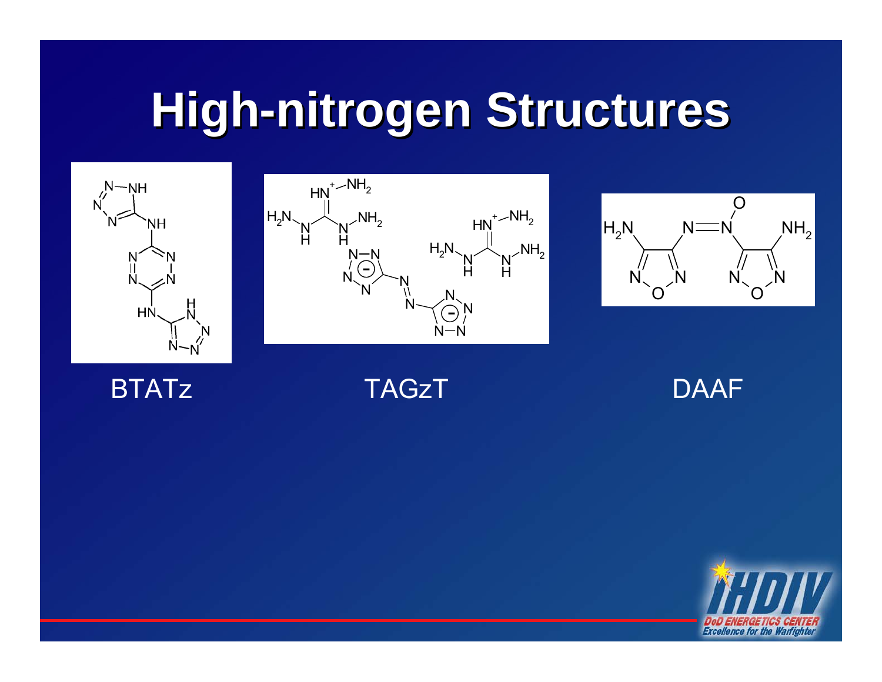# High-nitrogen Structures

BTATz

TAGzT

DAAF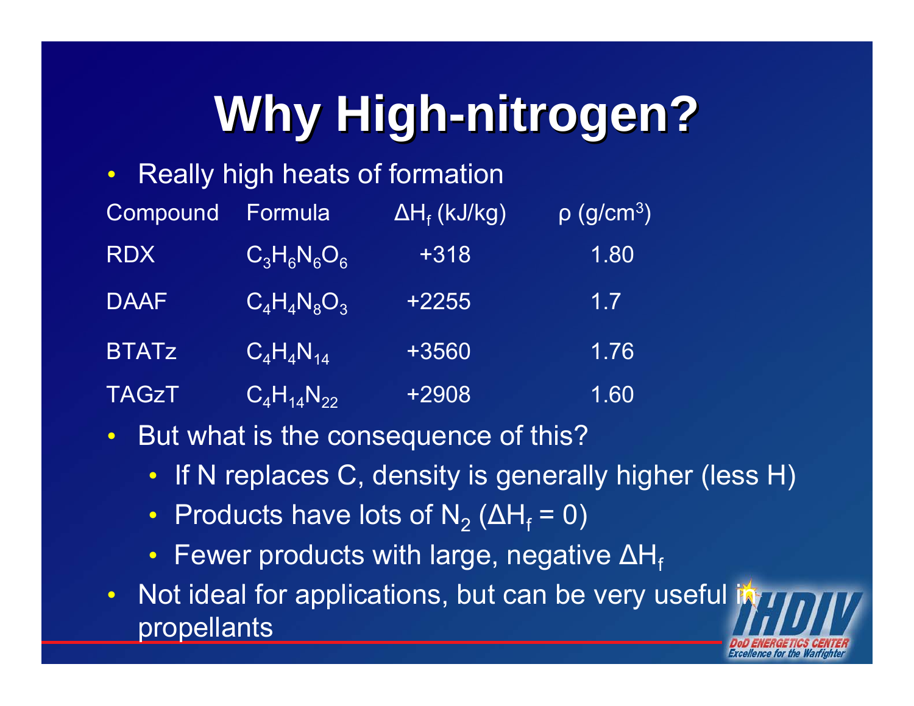# Why High-nitrogen?

- Really high heats of formation

| Compound | Formula | $\Delta H_f$ (kJ/kg) | ρ ($g/cm^3$) |
|---|---|---|---|
| RDX | $C_3H_6N_6O_6$ | +318 | 1.80 |
| DAAF | $C_4H_4N_8O_3$ | +2255 | 1.7 |
| BTATz | $C_4H_4N_{14}$ | +3560 | 1.76 |
| TAGzT | $C_4H_{14}N_{22}$ | +2908 | 1.60 |

- But what is the consequence of this?
  - If N replaces C, density is generally higher (less H)
  - Products have lots of $N_2$ ($\Delta H_f = 0$)
  - Fewer products with large, negative $\Delta H_f$
- Not ideal for applications, but can be very useful in propellants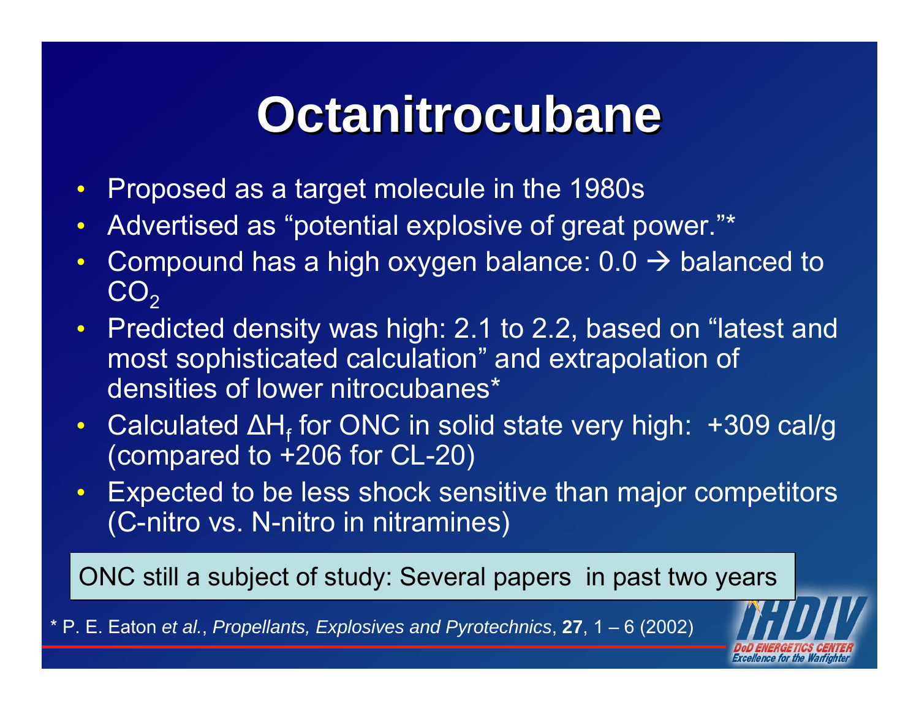# Octanitrocubane

- Proposed as a target molecule in the 1980s
- Advertised as "potential explosive of great power."*
- Compound has a high oxygen balance: 0.0 → balanced to $CO_2$
- Predicted density was high: 2.1 to 2.2, based on "latest and most sophisticated calculation" and extrapolation of densities of lower nitrocubanes*
- Calculated $\Delta H_f$ for ONC in solid state very high: +309 cal/g (compared to +206 for CL-20)
- Expected to be less shock sensitive than major competitors (C-nitro vs. N-nitro in nitramines)

ONC still a subject of study: Several papers in past two years

* P. E. Eaton *et al.*, *Propellants, Explosives and Pyrotechnics*, **27**, 1 – 6 (2002)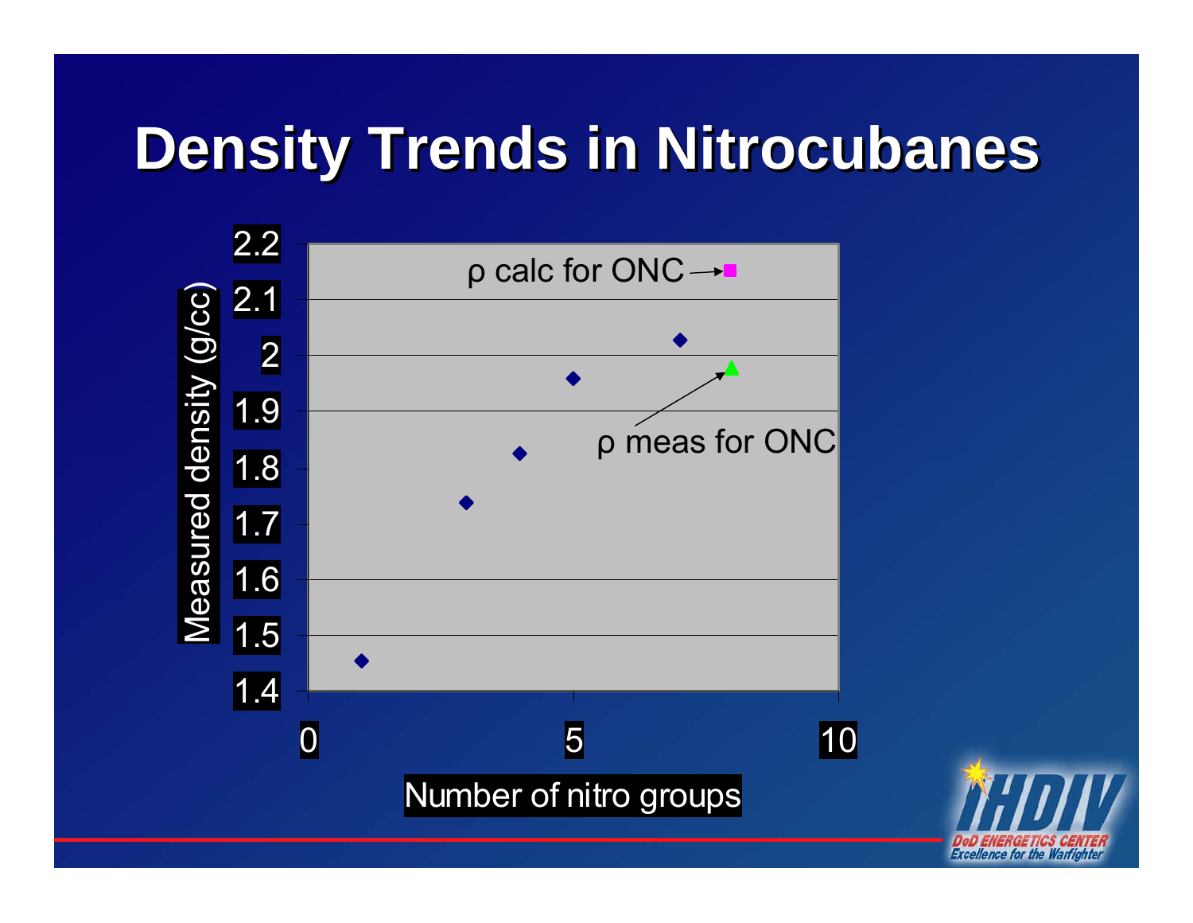# Density Trends in Nitrocubanes

ρ calc for ONC

ρ meas for ONC

Measured density (g/cc)

2.2
2.1
2
1.9
1.8
1.7
1.6
1.5
1.4

0 5 10

Number of nitro groups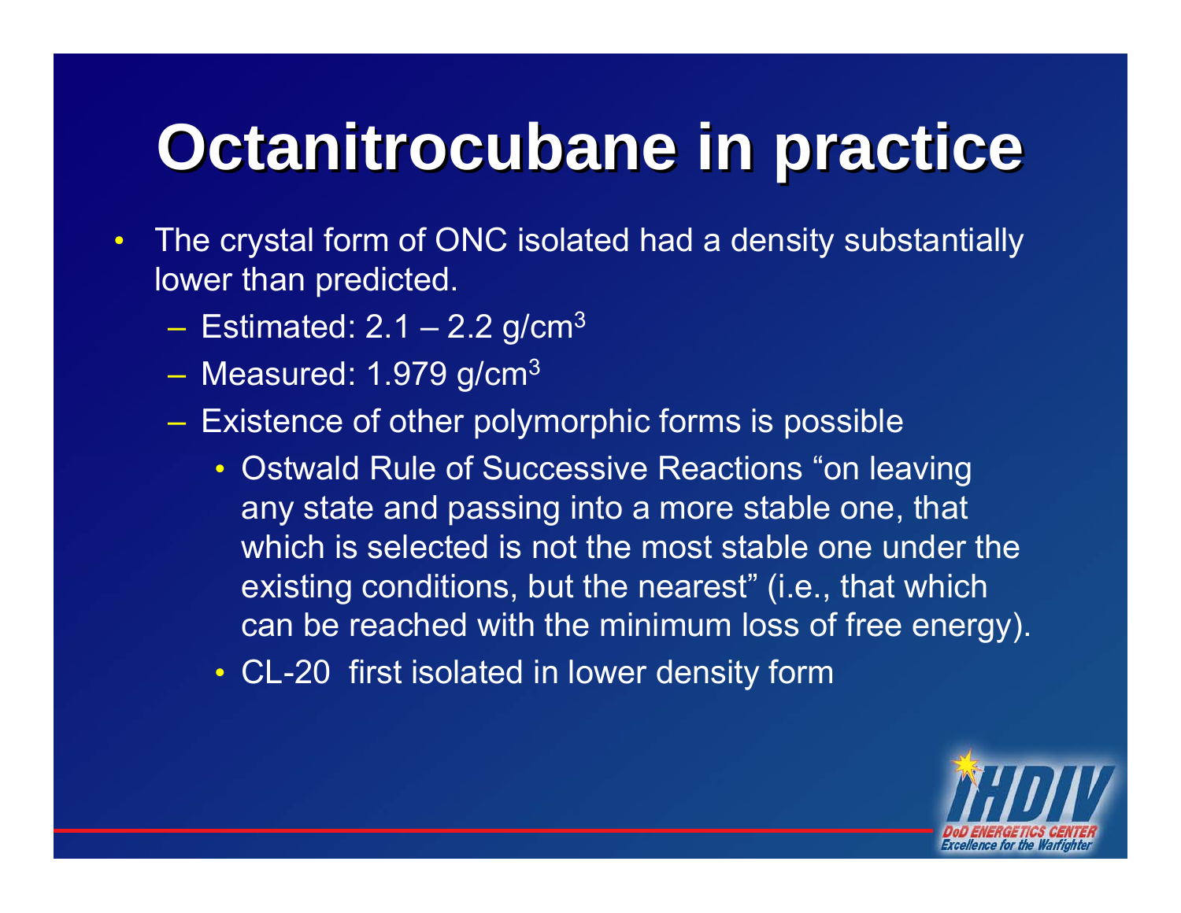# Octanitrocubane in practice

- The crystal form of ONC isolated had a density substantially lower than predicted.
  - Estimated: 2.1 – 2.2 g/cm$^3$
  - Measured: 1.979 g/cm$^3$
  - Existence of other polymorphic forms is possible
    - Ostwald Rule of Successive Reactions "on leaving any state and passing into a more stable one, that which is selected is not the most stable one under the existing conditions, but the nearest" (i.e., that which can be reached with the minimum loss of free energy).
    - CL-20 first isolated in lower density form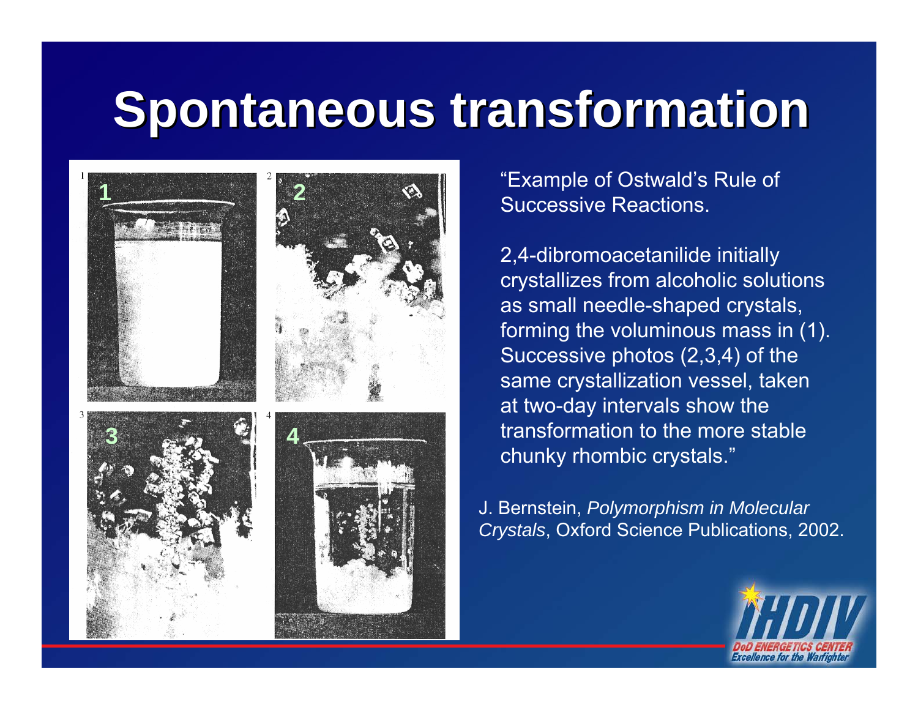# Spontaneous transformation

"Example of Ostwald's Rule of Successive Reactions.

2,4-dibromoacetanilide initially crystallizes from alcoholic solutions as small needle-shaped crystals, forming the voluminous mass in (1). Successive photos (2,3,4) of the same crystallization vessel, taken at two-day intervals show the transformation to the more stable chunky rhombic crystals."

J. Bernstein, *Polymorphism in Molecular Crystals*, Oxford Science Publications, 2002.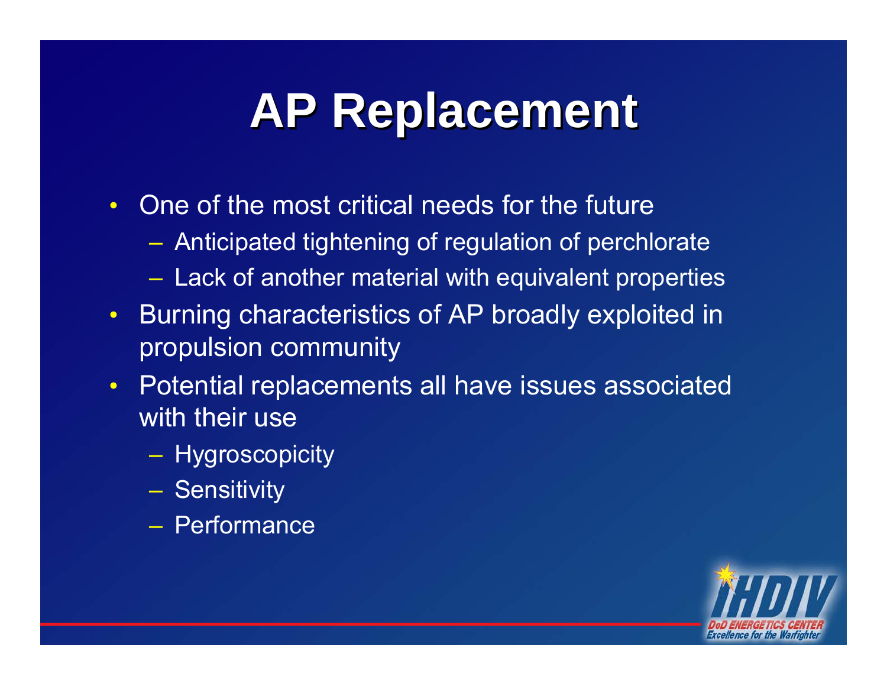# AP Replacement

- One of the most critical needs for the future
  - Anticipated tightening of regulation of perchlorate
  - Lack of another material with equivalent properties
- Burning characteristics of AP broadly exploited in propulsion community
- Potential replacements all have issues associated with their use
  - Hygroscopicity
  - Sensitivity
  - Performance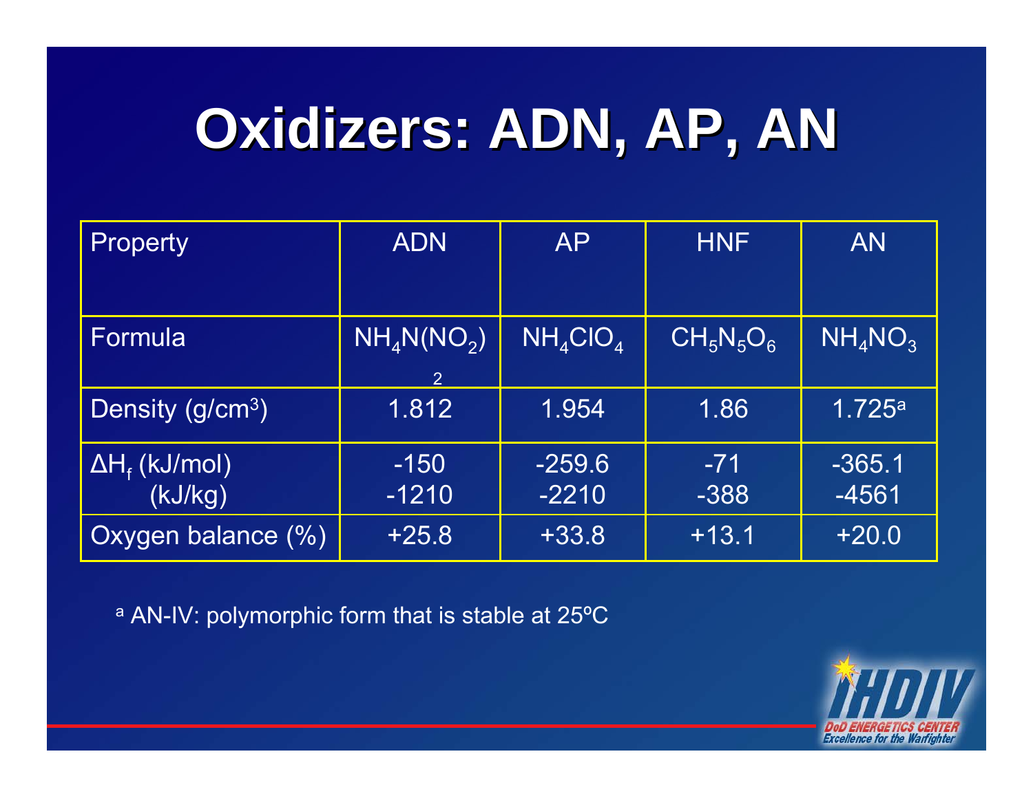# Oxidizers: ADN, AP, AN

| Property | ADN | AP | HNF | AN |
|---|---|---|---|---|
| Formula | $NH_4N(NO_2)_2$ | $NH_4ClO_4$ | $CH_5N_5O_6$ | $NH_4NO_3$ |
| Density (g/cm$^3$) | 1.812 | 1.954 | 1.86 | 1.725[a] |
| $\Delta H_f$ (kJ/mol)<br>(kJ/kg) | -150<br>-1210 | -259.6<br>-2210 | -71<br>-388 | -365.1<br>-4561 |
| Oxygen balance (%) | +25.8 | +33.8 | +13.1 | +20.0 |

[a] AN-IV: polymorphic form that is stable at 25ºC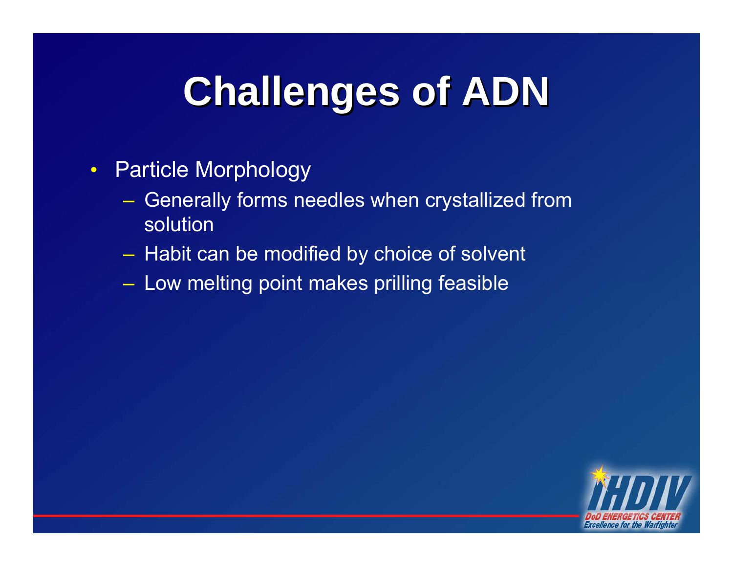# Challenges of ADN

- Particle Morphology
  - Generally forms needles when crystallized from solution
  - Habit can be modified by choice of solvent
  - Low melting point makes prilling feasible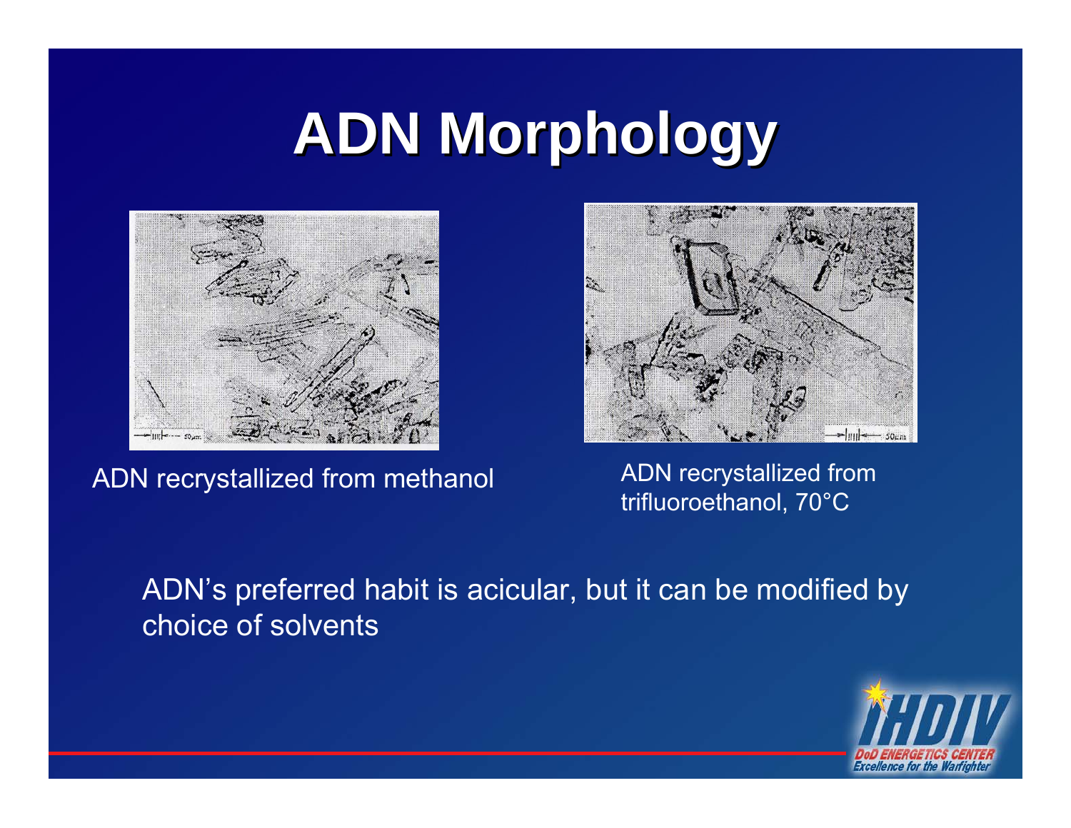# ADN Morphology

ADN recrystallized from methanol

ADN recrystallized from trifluoroethanol, 70°C

ADN's preferred habit is acicular, but it can be modified by choice of solvents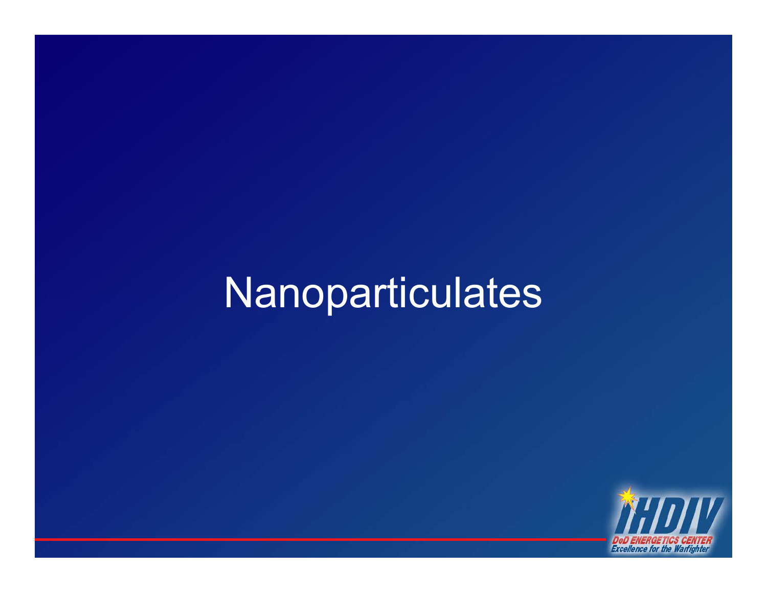# Nanoparticulates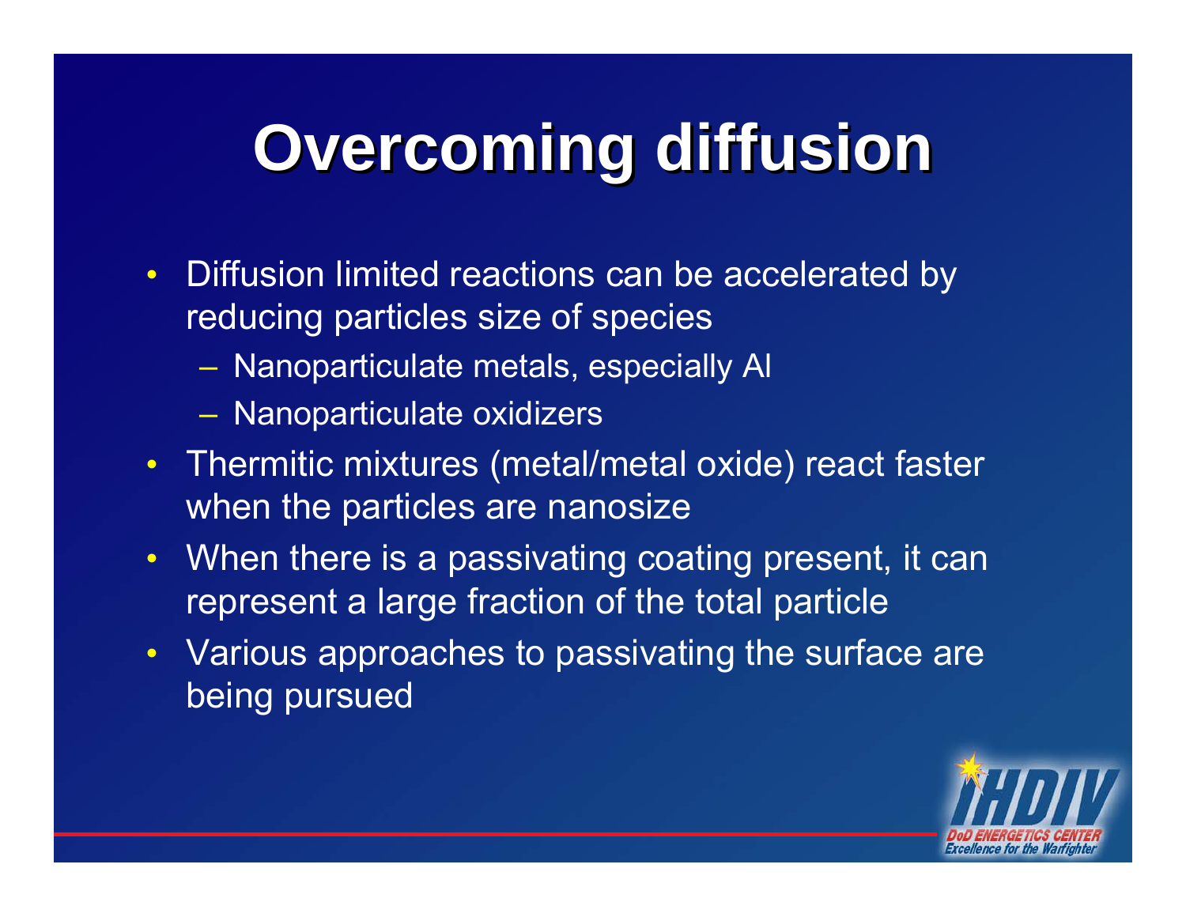# Overcoming diffusion

- Diffusion limited reactions can be accelerated by reducing particles size of species
  - Nanoparticulate metals, especially Al
  - Nanoparticulate oxidizers
- Thermitic mixtures (metal/metal oxide) react faster when the particles are nanosize
- When there is a passivating coating present, it can represent a large fraction of the total particle
- Various approaches to passivating the surface are being pursued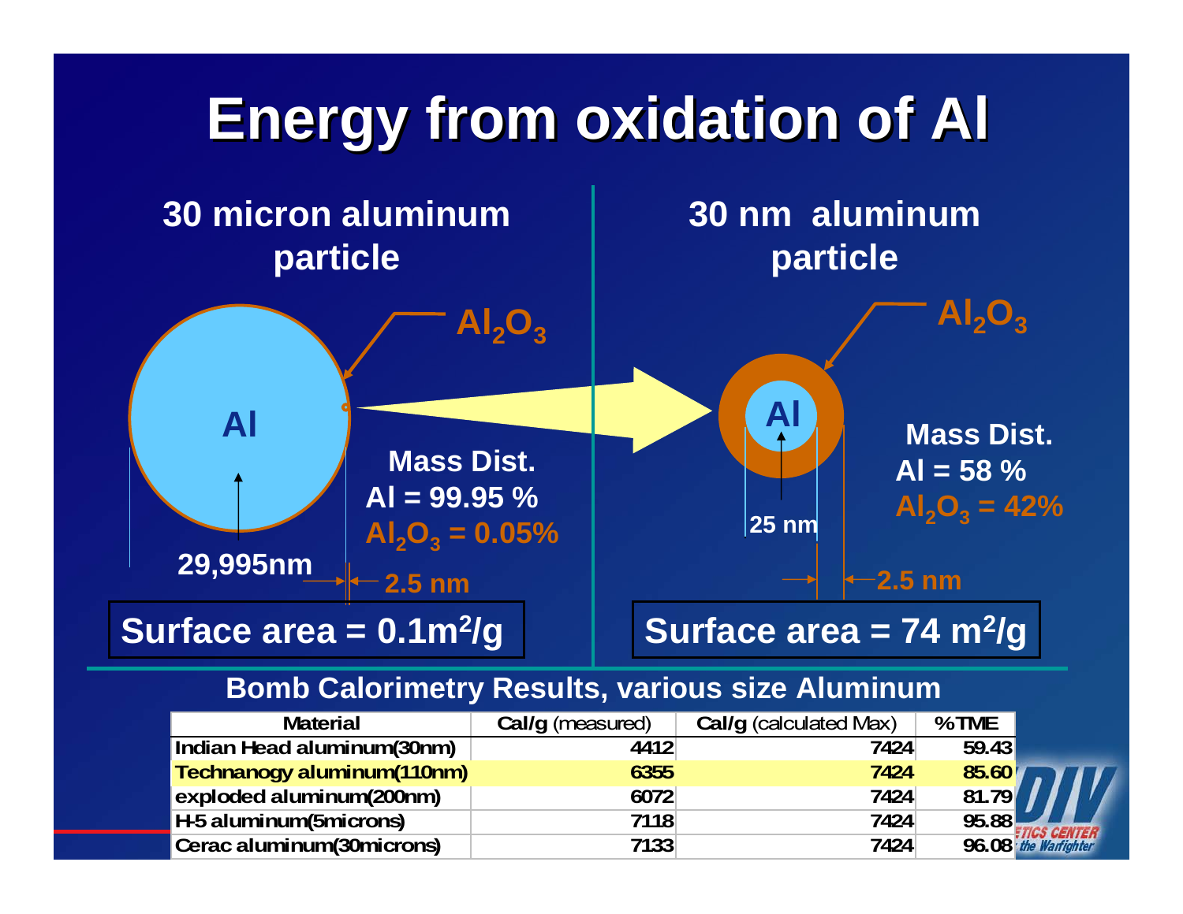# Energy from oxidation of Al

## 30 micron aluminum particle

Al

$Al_2O_3$

29,995nm

2.5 nm

**Mass Dist.**
**Al = 99.95 %**
**$Al_2O_3$ = 0.05%**

**Surface area = 0.1$m^2$/g**

## 30 nm aluminum particle

Al

$Al_2O_3$

25 nm

2.5 nm

**Mass Dist.**
**Al = 58 %**
**$Al_2O_3$ = 42%**

**Surface area = 74 $m^2$/g**

### Bomb Calorimetry Results, various size Aluminum

| Material | **Cal/g** (measured) | **Cal/g** (calculated Max) | %TME |
|---|---|---|---|
| Indian Head aluminum(30nm) | 4412 | 7424 | 59.43 |
| Technanogy aluminum(110nm) | 6355 | 7424 | 85.60 |
| exploded aluminum(200nm) | 6072 | 7424 | 81.79 |
| H-5 aluminum(5microns) | 7118 | 7424 | 95.88 |
| Cerac aluminum(30microns) | 7133 | 7424 | 96.08 |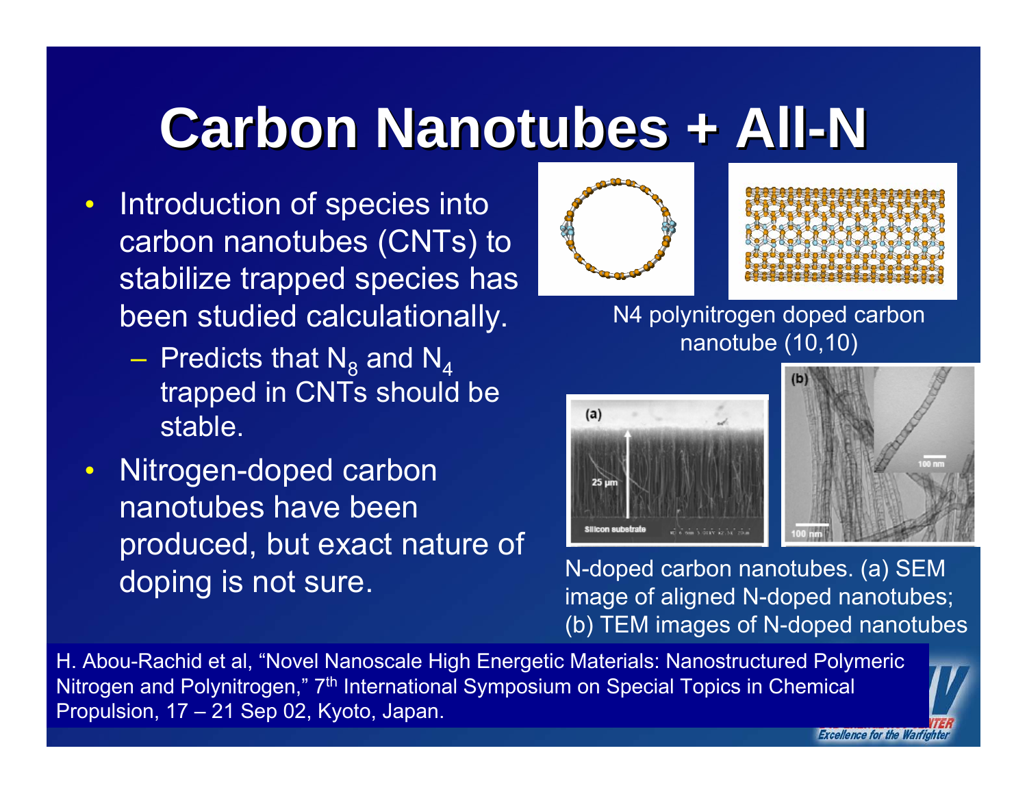# Carbon Nanotubes + All-N

- Introduction of species into carbon nanotubes (CNTs) to stabilize trapped species has been studied calculationally.
  - Predicts that $N_8$ and $N_4$ trapped in CNTs should be stable.
- Nitrogen-doped carbon nanotubes have been produced, but exact nature of doping is not sure.

N4 polynitrogen doped carbon nanotube (10,10)

N-doped carbon nanotubes. (a) SEM image of aligned N-doped nanotubes; (b) TEM images of N-doped nanotubes

H. Abou-Rachid et al, "Novel Nanoscale High Energetic Materials: Nanostructured Polymeric Nitrogen and Polynitrogen," 7th International Symposium on Special Topics in Chemical Propulsion, 17 – 21 Sep 02, Kyoto, Japan.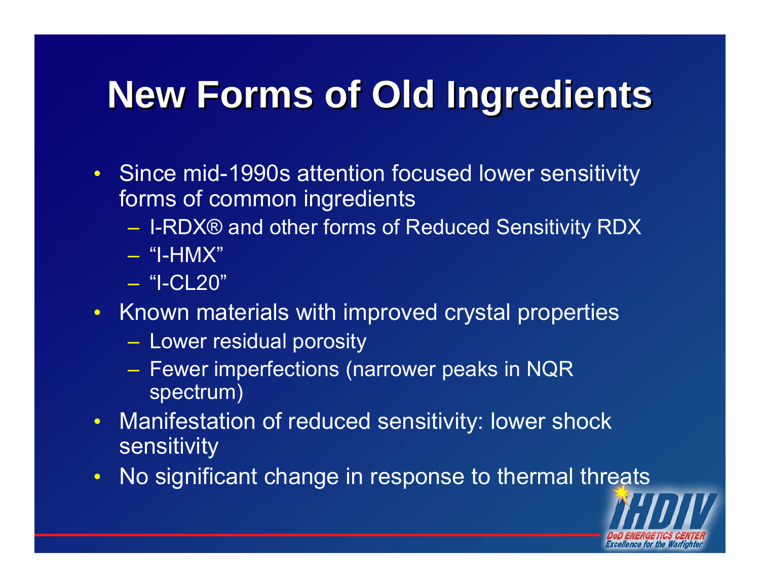# New Forms of Old Ingredients

- Since mid-1990s attention focused lower sensitivity forms of common ingredients
  - I-RDX® and other forms of Reduced Sensitivity RDX
  - "I-HMX"
  - "I-CL20"
- Known materials with improved crystal properties
  - Lower residual porosity
  - Fewer imperfections (narrower peaks in NQR spectrum)
- Manifestation of reduced sensitivity: lower shock sensitivity
- No significant change in response to thermal threats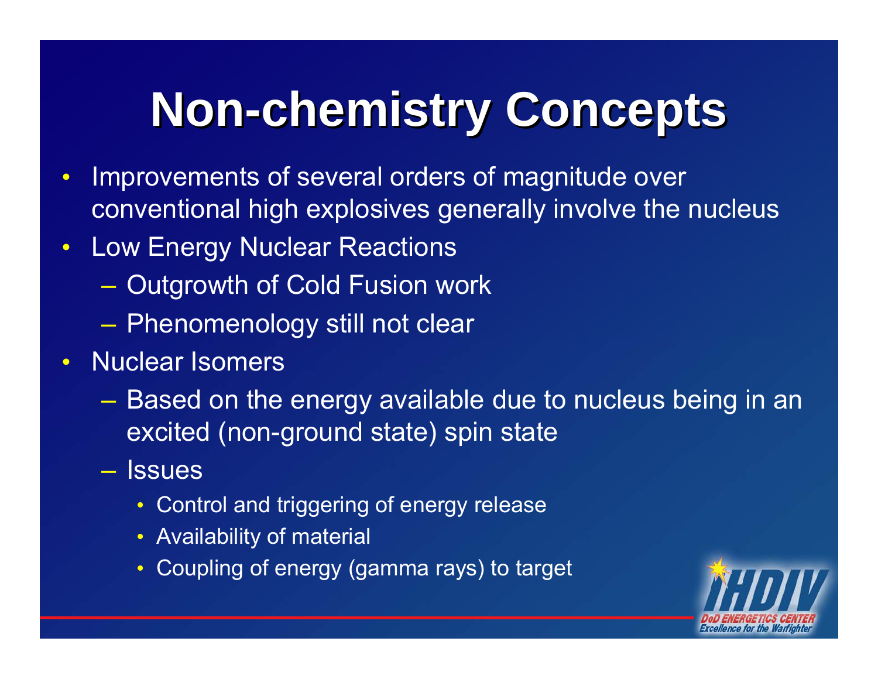# Non-chemistry Concepts

- Improvements of several orders of magnitude over conventional high explosives generally involve the nucleus
- Low Energy Nuclear Reactions
  - Outgrowth of Cold Fusion work
  - Phenomenology still not clear
- Nuclear Isomers
  - Based on the energy available due to nucleus being in an excited (non-ground state) spin state
  - Issues
    - Control and triggering of energy release
    - Availability of material
    - Coupling of energy (gamma rays) to target

IHDIV DoD ENERGETICS CENTER Excellence for the Warfighter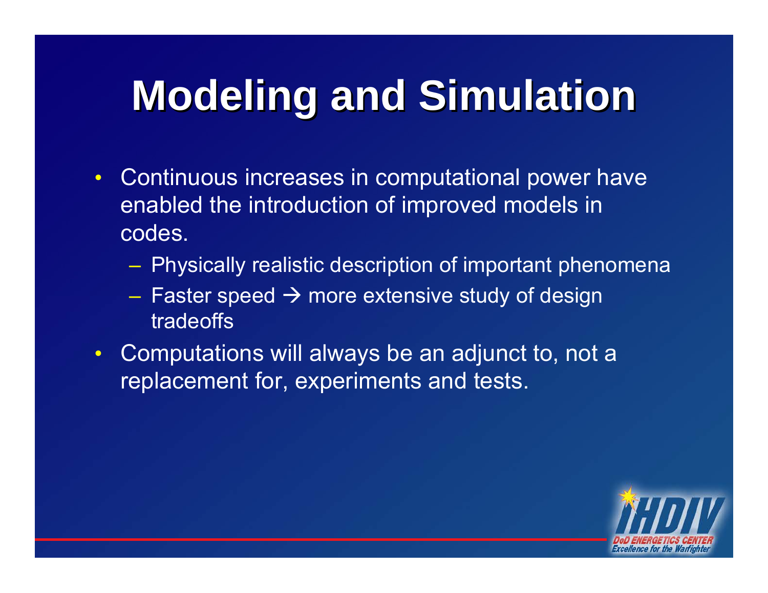# Modeling and Simulation

- Continuous increases in computational power have enabled the introduction of improved models in codes.
  - Physically realistic description of important phenomena
  - Faster speed → more extensive study of design tradeoffs
- Computations will always be an adjunct to, not a replacement for, experiments and tests.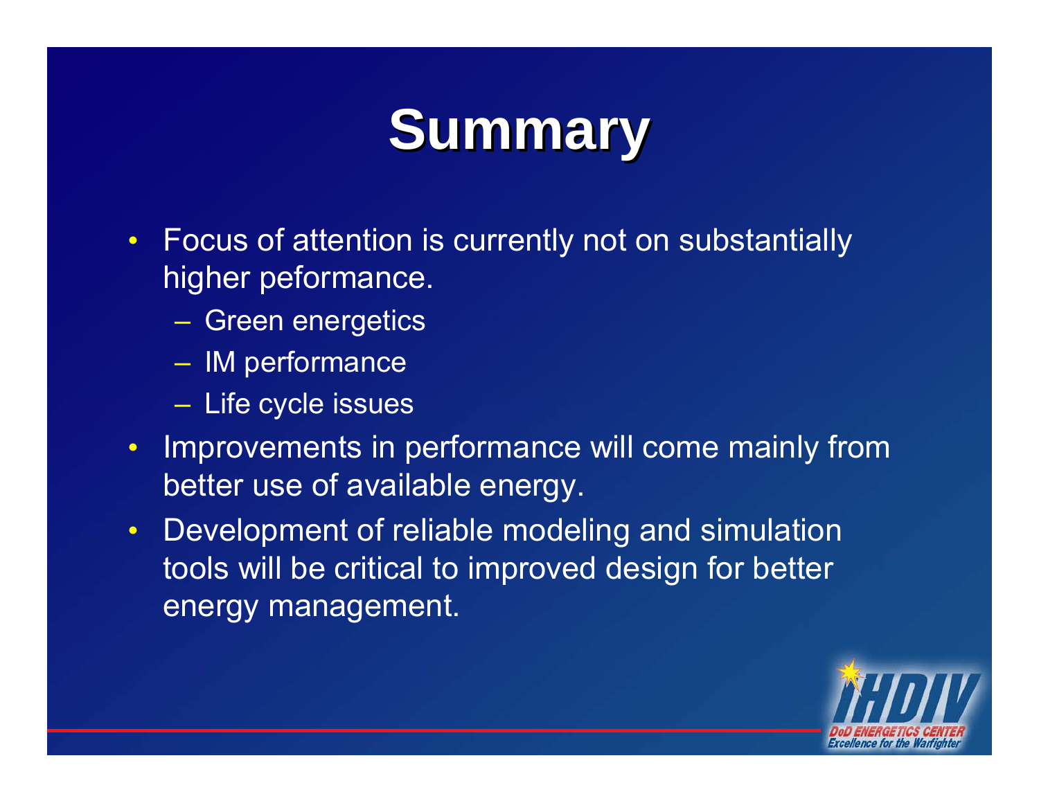# Summary

- Focus of attention is currently not on substantially higher peformance.
  - Green energetics
  - IM performance
  - Life cycle issues
- Improvements in performance will come mainly from better use of available energy.
- Development of reliable modeling and simulation tools will be critical to improved design for better energy management.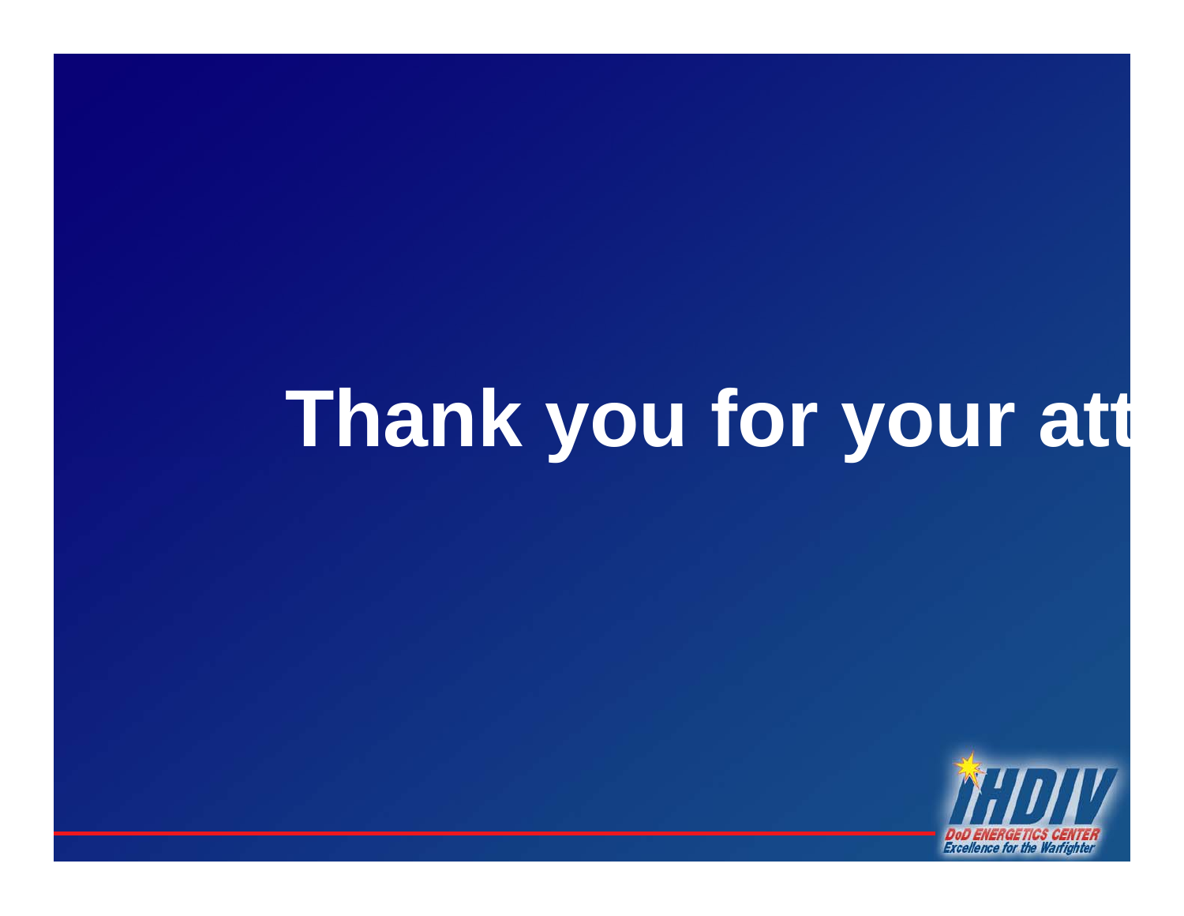# Thank you for your att

DoD ENERGETICS CENTER
Excellence for the Warfighter